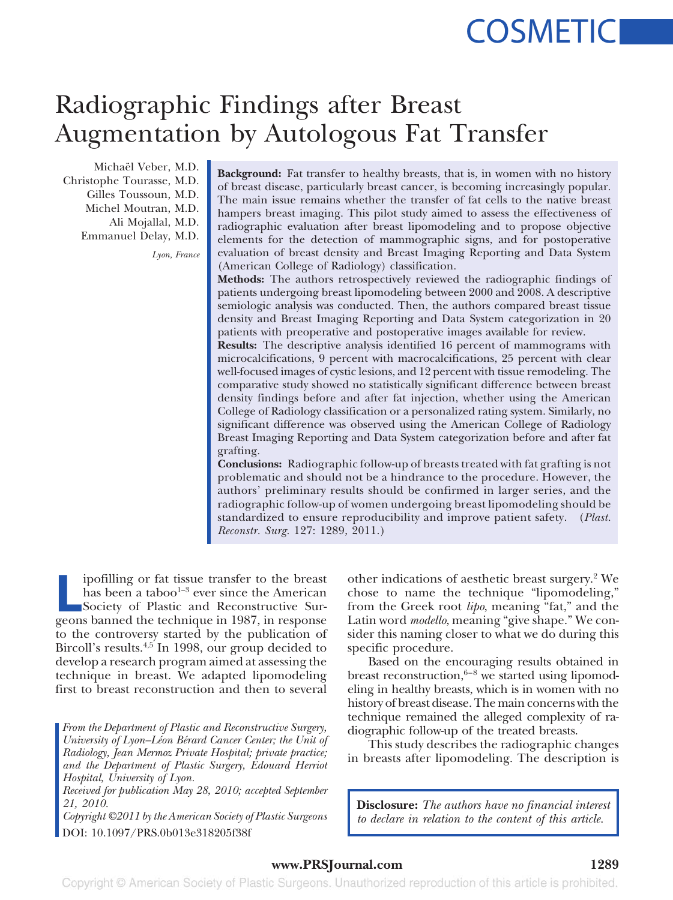# Radiographic Findings after Breast Augmentation by Autologous Fat Transfer

Michaël Veber, M.D.
Christophe Tourasse, M.D.
Gilles Toussoun, M.D.
Michel Moutran, M.D.
Ali Mojallal, M.D.
Emmanuel Delay, M.D.

*Lyon, France*

**Background:** Fat transfer to healthy breasts, that is, in women with no history of breast disease, particularly breast cancer, is becoming increasingly popular. The main issue remains whether the transfer of fat cells to the native breast hampers breast imaging. This pilot study aimed to assess the effectiveness of radiographic evaluation after breast lipomodeling and to propose objective elements for the detection of mammographic signs, and for postoperative evaluation of breast density and Breast Imaging Reporting and Data System (American College of Radiology) classification.

**Methods:** The authors retrospectively reviewed the radiographic findings of patients undergoing breast lipomodeling between 2000 and 2008. A descriptive semiologic analysis was conducted. Then, the authors compared breast tissue density and Breast Imaging Reporting and Data System categorization in 20 patients with preoperative and postoperative images available for review.

**Results:** The descriptive analysis identified 16 percent of mammograms with microcalcifications, 9 percent with macrocalcifications, 25 percent with clear well-focused images of cystic lesions, and 12 percent with tissue remodeling. The comparative study showed no statistically significant difference between breast density findings before and after fat injection, whether using the American College of Radiology classification or a personalized rating system. Similarly, no significant difference was observed using the American College of Radiology Breast Imaging Reporting and Data System categorization before and after fat grafting.

**Conclusions:** Radiographic follow-up of breasts treated with fat grafting is not problematic and should not be a hindrance to the procedure. However, the authors' preliminary results should be confirmed in larger series, and the radiographic follow-up of women undergoing breast lipomodeling should be standardized to ensure reproducibility and improve patient safety. (*Plast. Reconstr. Surg.* 127: 1289, 2011.)

Lipofilling or fat tissue transfer to the breast has been a taboo[1–3] ever since the American Society of Plastic and Reconstructive Surgeons banned the technique in 1987, in response to the controversy started by the publication of Bircoll's results.[4,5] In 1998, our group decided to develop a research program aimed at assessing the technique in breast. We adapted lipomodeling first to breast reconstruction and then to several other indications of aesthetic breast surgery.[2] We chose to name the technique "lipomodeling," from the Greek root *lipo*, meaning "fat," and the Latin word *modello*, meaning "give shape." We consider this naming closer to what we do during this specific procedure.

Based on the encouraging results obtained in breast reconstruction,[6–8] we started using lipomodeling in healthy breasts, which is in women with no history of breast disease. The main concerns with the technique remained the alleged complexity of radiographic follow-up of the treated breasts.

This study describes the radiographic changes in breasts after lipomodeling. The description is

*From the Department of Plastic and Reconstructive Surgery, University of Lyon–Léon Bérard Cancer Center; the Unit of Radiology, Jean Mermoz Private Hospital; private practice; and the Department of Plastic Surgery, Edouard Herriot Hospital, University of Lyon.*

*Received for publication May 28, 2010; accepted September 21, 2010.*

*Copyright ©2011 by the American Society of Plastic Surgeons*

DOI: 10.1097/PRS.0b013e318205f38f

**Disclosure:** *The authors have no financial interest to declare in relation to the content of this article.*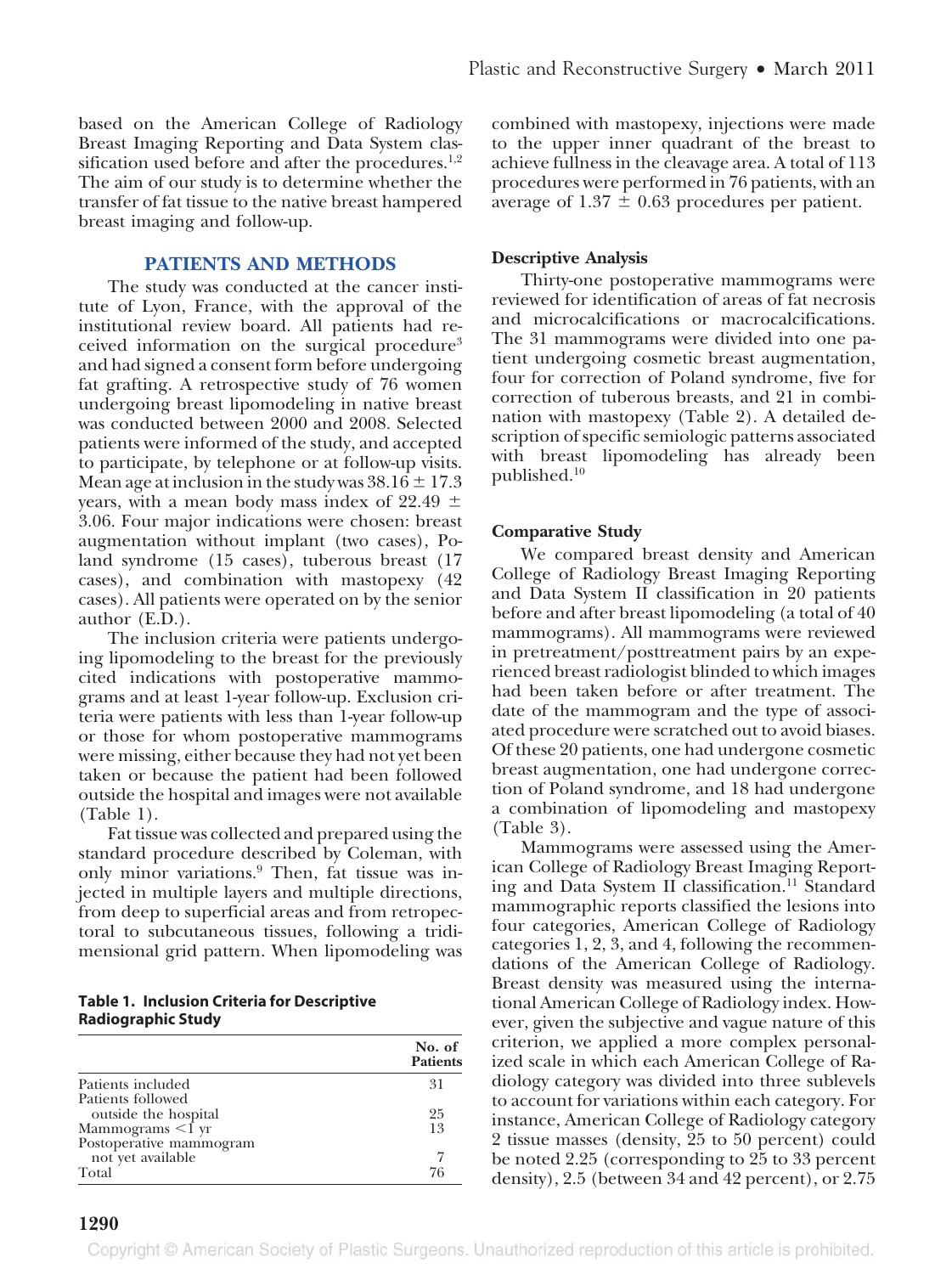based on the American College of Radiology Breast Imaging Reporting and Data System classification used before and after the procedures.[1,2] The aim of our study is to determine whether the transfer of fat tissue to the native breast hampered breast imaging and follow-up.

## PATIENTS AND METHODS

The study was conducted at the cancer institute of Lyon, France, with the approval of the institutional review board. All patients had received information on the surgical procedure[3] and had signed a consent form before undergoing fat grafting. A retrospective study of 76 women undergoing breast lipomodeling in native breast was conducted between 2000 and 2008. Selected patients were informed of the study, and accepted to participate, by telephone or at follow-up visits. Mean age at inclusion in the study was 38.16 ± 17.3 years, with a mean body mass index of 22.49 ± 3.06. Four major indications were chosen: breast augmentation without implant (two cases), Poland syndrome (15 cases), tuberous breast (17 cases), and combination with mastopexy (42 cases). All patients were operated on by the senior author (E.D.).

The inclusion criteria were patients undergoing lipomodeling to the breast for the previously cited indications with postoperative mammograms and at least 1-year follow-up. Exclusion criteria were patients with less than 1-year follow-up or those for whom postoperative mammograms were missing, either because they had not yet been taken or because the patient had been followed outside the hospital and images were not available (Table 1).

Fat tissue was collected and prepared using the standard procedure described by Coleman, with only minor variations.[9] Then, fat tissue was injected in multiple layers and multiple directions, from deep to superficial areas and from retropectoral to subcutaneous tissues, following a tridimensional grid pattern. When lipomodeling was combined with mastopexy, injections were made to the upper inner quadrant of the breast to achieve fullness in the cleavage area. A total of 113 procedures were performed in 76 patients, with an average of 1.37 ± 0.63 procedures per patient.

**Table 1. Inclusion Criteria for Descriptive Radiographic Study**

| | No. of Patients |
|---|---|
| Patients included | 31 |
| Patients followed outside the hospital | 25 |
| Mammograms <1 yr | 13 |
| Postoperative mammogram not yet available | 7 |
| Total | 76 |

### Descriptive Analysis

Thirty-one postoperative mammograms were reviewed for identification of areas of fat necrosis and microcalcifications or macrocalcifications. The 31 mammograms were divided into one patient undergoing cosmetic breast augmentation, four for correction of Poland syndrome, five for correction of tuberous breasts, and 21 in combination with mastopexy (Table 2). A detailed description of specific semiologic patterns associated with breast lipomodeling has already been published.[10]

### Comparative Study

We compared breast density and American College of Radiology Breast Imaging Reporting and Data System II classification in 20 patients before and after breast lipomodeling (a total of 40 mammograms). All mammograms were reviewed in pretreatment/posttreatment pairs by an experienced breast radiologist blinded to which images had been taken before or after treatment. The date of the mammogram and the type of associated procedure were scratched out to avoid biases. Of these 20 patients, one had undergone cosmetic breast augmentation, one had undergone correction of Poland syndrome, and 18 had undergone a combination of lipomodeling and mastopexy (Table 3).

Mammograms were assessed using the American College of Radiology Breast Imaging Reporting and Data System II classification.[11] Standard mammographic reports classified the lesions into four categories, American College of Radiology categories 1, 2, 3, and 4, following the recommendations of the American College of Radiology. Breast density was measured using the international American College of Radiology index. However, given the subjective and vague nature of this criterion, we applied a more complex personalized scale in which each American College of Radiology category was divided into three sublevels to account for variations within each category. For instance, American College of Radiology category 2 tissue masses (density, 25 to 50 percent) could be noted 2.25 (corresponding to 25 to 33 percent density), 2.5 (between 34 and 42 percent), or 2.75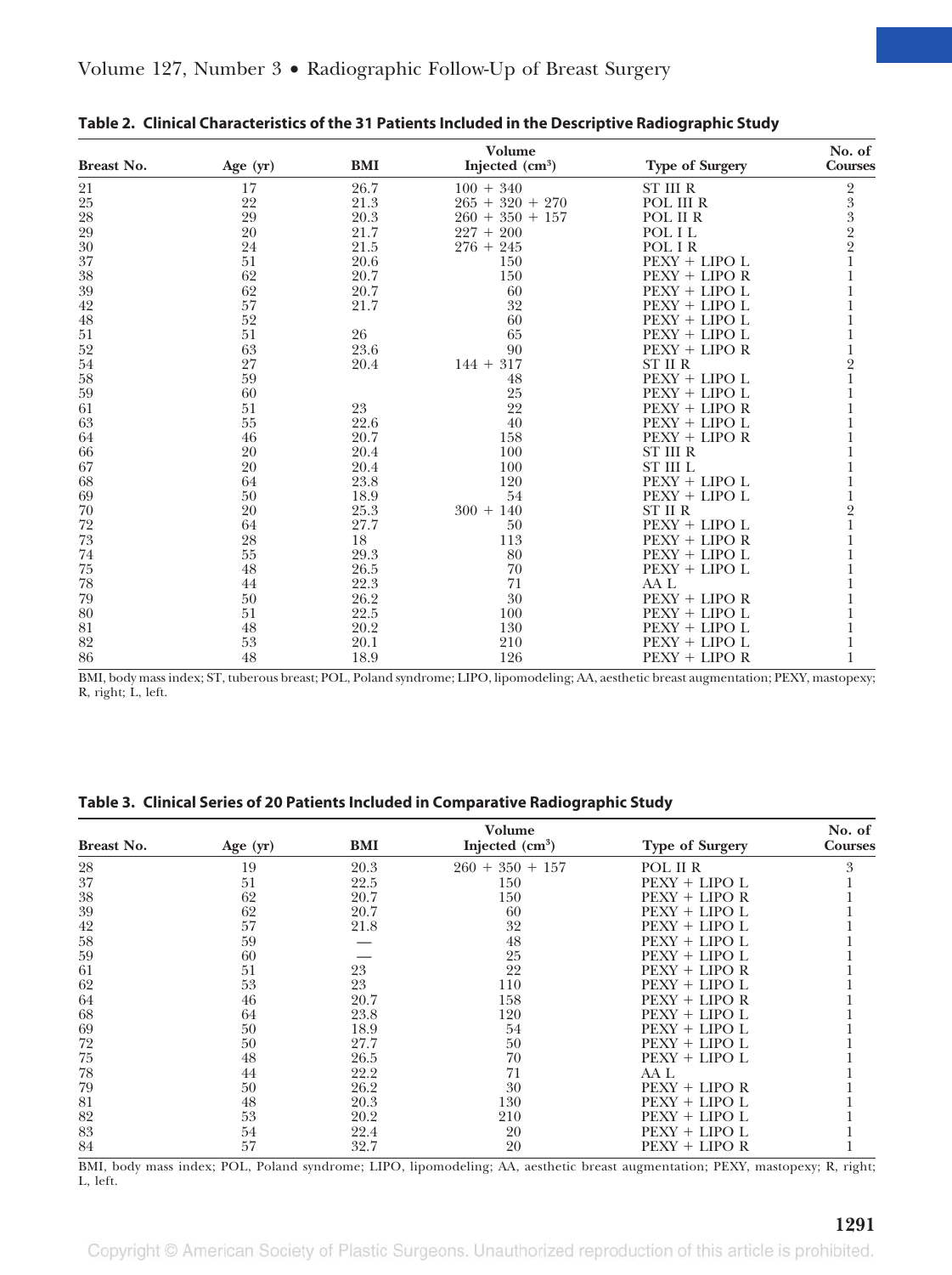**Table 2. Clinical Characteristics of the 31 Patients Included in the Descriptive Radiographic Study**

| Breast No. | Age (yr) | BMI | Volume Injected (cm$^3$) | Type of Surgery | No. of Courses |
|---|---|---|---|---|---|
| 21 | 17 | 26.7 | 100 + 340 | ST III R | 2 |
| 25 | 22 | 21.3 | 265 + 320 + 270 | POL III R | 3 |
| 28 | 29 | 20.3 | 260 + 350 + 157 | POL II R | 3 |
| 29 | 20 | 21.7 | 227 + 200 | POL I L | 2 |
| 30 | 24 | 21.5 | 276 + 245 | POL I R | 2 |
| 37 | 51 | 20.6 | 150 | PEXY + LIPO L | 1 |
| 38 | 62 | 20.7 | 150 | PEXY + LIPO R | 1 |
| 39 | 62 | 20.7 | 60 | PEXY + LIPO L | 1 |
| 42 | 57 | 21.7 | 32 | PEXY + LIPO L | 1 |
| 48 | 52 | | 60 | PEXY + LIPO L | 1 |
| 51 | 51 | 26 | 65 | PEXY + LIPO L | 1 |
| 52 | 63 | 23.6 | 90 | PEXY + LIPO R | 1 |
| 54 | 27 | 20.4 | 144 + 317 | ST II R | 2 |
| 58 | 59 | | 48 | PEXY + LIPO L | 1 |
| 59 | 60 | | 25 | PEXY + LIPO L | 1 |
| 61 | 51 | 23 | 22 | PEXY + LIPO R | 1 |
| 63 | 55 | 22.6 | 40 | PEXY + LIPO L | 1 |
| 64 | 46 | 20.7 | 158 | PEXY + LIPO R | 1 |
| 66 | 20 | 20.4 | 100 | ST III R | 1 |
| 67 | 20 | 20.4 | 100 | ST III L | 1 |
| 68 | 64 | 23.8 | 120 | PEXY + LIPO L | 1 |
| 69 | 50 | 18.9 | 54 | PEXY + LIPO L | 1 |
| 70 | 20 | 25.3 | 300 + 140 | ST II R | 2 |
| 72 | 64 | 27.7 | 50 | PEXY + LIPO L | 1 |
| 73 | 28 | 18 | 113 | PEXY + LIPO R | 1 |
| 74 | 55 | 29.3 | 80 | PEXY + LIPO L | 1 |
| 75 | 48 | 26.5 | 70 | PEXY + LIPO L | 1 |
| 78 | 44 | 22.3 | 71 | AA L | 1 |
| 79 | 50 | 26.2 | 30 | PEXY + LIPO R | 1 |
| 80 | 51 | 22.5 | 100 | PEXY + LIPO L | 1 |
| 81 | 48 | 20.2 | 130 | PEXY + LIPO L | 1 |
| 82 | 53 | 20.1 | 210 | PEXY + LIPO L | 1 |
| 86 | 48 | 18.9 | 126 | PEXY + LIPO R | 1 |

BMI, body mass index; ST, tuberous breast; POL, Poland syndrome; LIPO, lipomodeling; AA, aesthetic breast augmentation; PEXY, mastopexy; R, right; L, left.

**Table 3. Clinical Series of 20 Patients Included in Comparative Radiographic Study**

| Breast No. | Age (yr) | BMI | Volume Injected (cm$^3$) | Type of Surgery | No. of Courses |
|---|---|---|---|---|---|
| 28 | 19 | 20.3 | 260 + 350 + 157 | POL II R | 3 |
| 37 | 51 | 22.5 | 150 | PEXY + LIPO L | 1 |
| 38 | 62 | 20.7 | 150 | PEXY + LIPO R | 1 |
| 39 | 62 | 20.7 | 60 | PEXY + LIPO L | 1 |
| 42 | 57 | 21.8 | 32 | PEXY + LIPO L | 1 |
| 58 | 59 | — | 48 | PEXY + LIPO L | 1 |
| 59 | 60 | — | 25 | PEXY + LIPO L | 1 |
| 61 | 51 | 23 | 22 | PEXY + LIPO R | 1 |
| 62 | 53 | 23 | 110 | PEXY + LIPO L | 1 |
| 64 | 46 | 20.7 | 158 | PEXY + LIPO R | 1 |
| 68 | 64 | 23.8 | 120 | PEXY + LIPO L | 1 |
| 69 | 50 | 18.9 | 54 | PEXY + LIPO L | 1 |
| 72 | 50 | 27.7 | 50 | PEXY + LIPO L | 1 |
| 75 | 48 | 26.5 | 70 | PEXY + LIPO L | 1 |
| 78 | 44 | 22.2 | 71 | AA L | 1 |
| 79 | 50 | 26.2 | 30 | PEXY + LIPO R | 1 |
| 81 | 48 | 20.3 | 130 | PEXY + LIPO L | 1 |
| 82 | 53 | 20.2 | 210 | PEXY + LIPO L | 1 |
| 83 | 54 | 22.4 | 20 | PEXY + LIPO L | 1 |
| 84 | 57 | 32.7 | 20 | PEXY + LIPO R | 1 |

BMI, body mass index; POL, Poland syndrome; LIPO, lipomodeling; AA, aesthetic breast augmentation; PEXY, mastopexy; R, right; L, left.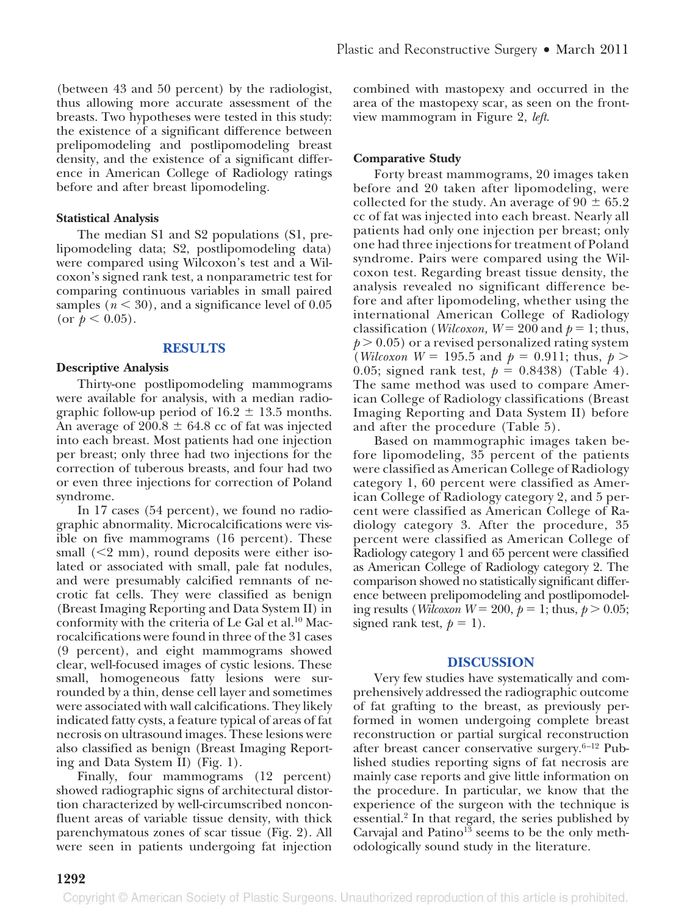(between 43 and 50 percent) by the radiologist, thus allowing more accurate assessment of the breasts. Two hypotheses were tested in this study: the existence of a significant difference between prelipomodeling and postlipomodeling breast density, and the existence of a significant difference in American College of Radiology ratings before and after breast lipomodeling.

### Statistical Analysis

The median S1 and S2 populations (S1, prelipomodeling data; S2, postlipomodeling data) were compared using Wilcoxon's test and a Wilcoxon's signed rank test, a nonparametric test for comparing continuous variables in small paired samples ($n < 30$), and a significance level of 0.05 (or $p < 0.05$).

## RESULTS

### Descriptive Analysis

Thirty-one postlipomodeling mammograms were available for analysis, with a median radiographic follow-up period of 16.2 ± 13.5 months. An average of 200.8 ± 64.8 cc of fat was injected into each breast. Most patients had one injection per breast; only three had two injections for the correction of tuberous breasts, and four had two or even three injections for correction of Poland syndrome.

In 17 cases (54 percent), we found no radiographic abnormality. Microcalcifications were visible on five mammograms (16 percent). These small (<2 mm), round deposits were either isolated or associated with small, pale fat nodules, and were presumably calcified remnants of necrotic fat cells. They were classified as benign (Breast Imaging Reporting and Data System II) in conformity with the criteria of Le Gal et al.[10] Macrocalcifications were found in three of the 31 cases (9 percent), and eight mammograms showed clear, well-focused images of cystic lesions. These small, homogeneous fatty lesions were surrounded by a thin, dense cell layer and sometimes were associated with wall calcifications. They likely indicated fatty cysts, a feature typical of areas of fat necrosis on ultrasound images. These lesions were also classified as benign (Breast Imaging Reporting and Data System II) (Fig. 1).

Finally, four mammograms (12 percent) showed radiographic signs of architectural distortion characterized by well-circumscribed nonconfluent areas of variable tissue density, with thick parenchymatous zones of scar tissue (Fig. 2). All were seen in patients undergoing fat injection combined with mastopexy and occurred in the area of the mastopexy scar, as seen on the front-view mammogram in Figure 2, *left*.

### Comparative Study

Forty breast mammograms, 20 images taken before and 20 taken after lipomodeling, were collected for the study. An average of 90 ± 65.2 cc of fat was injected into each breast. Nearly all patients had only one injection per breast; only one had three injections for treatment of Poland syndrome. Pairs were compared using the Wilcoxon test. Regarding breast tissue density, the analysis revealed no significant difference before and after lipomodeling, whether using the international American College of Radiology classification (*Wilcoxon,* $W = 200$ and $p = 1$; thus, $p > 0.05$) or a revised personalized rating system (*Wilcoxon* $W = 195.5$ and $p = 0.911$; thus, $p > 0.05$; signed rank test, $p = 0.8438$) (Table 4). The same method was used to compare American College of Radiology classifications (Breast Imaging Reporting and Data System II) before and after the procedure (Table 5).

Based on mammographic images taken before lipomodeling, 35 percent of the patients were classified as American College of Radiology category 1, 60 percent were classified as American College of Radiology category 2, and 5 percent were classified as American College of Radiology category 3. After the procedure, 35 percent were classified as American College of Radiology category 1 and 65 percent were classified as American College of Radiology category 2. The comparison showed no statistically significant difference between prelipomodeling and postlipomodeling results (*Wilcoxon* $W = 200$, $p = 1$; thus, $p > 0.05$; signed rank test, $p = 1$).

## DISCUSSION

Very few studies have systematically and comprehensively addressed the radiographic outcome of fat grafting to the breast, as previously performed in women undergoing complete breast reconstruction or partial surgical reconstruction after breast cancer conservative surgery.[6–12] Published studies reporting signs of fat necrosis are mainly case reports and give little information on the procedure. In particular, we know that the experience of the surgeon with the technique is essential.[2] In that regard, the series published by Carvajal and Patino[13] seems to be the only methodologically sound study in the literature.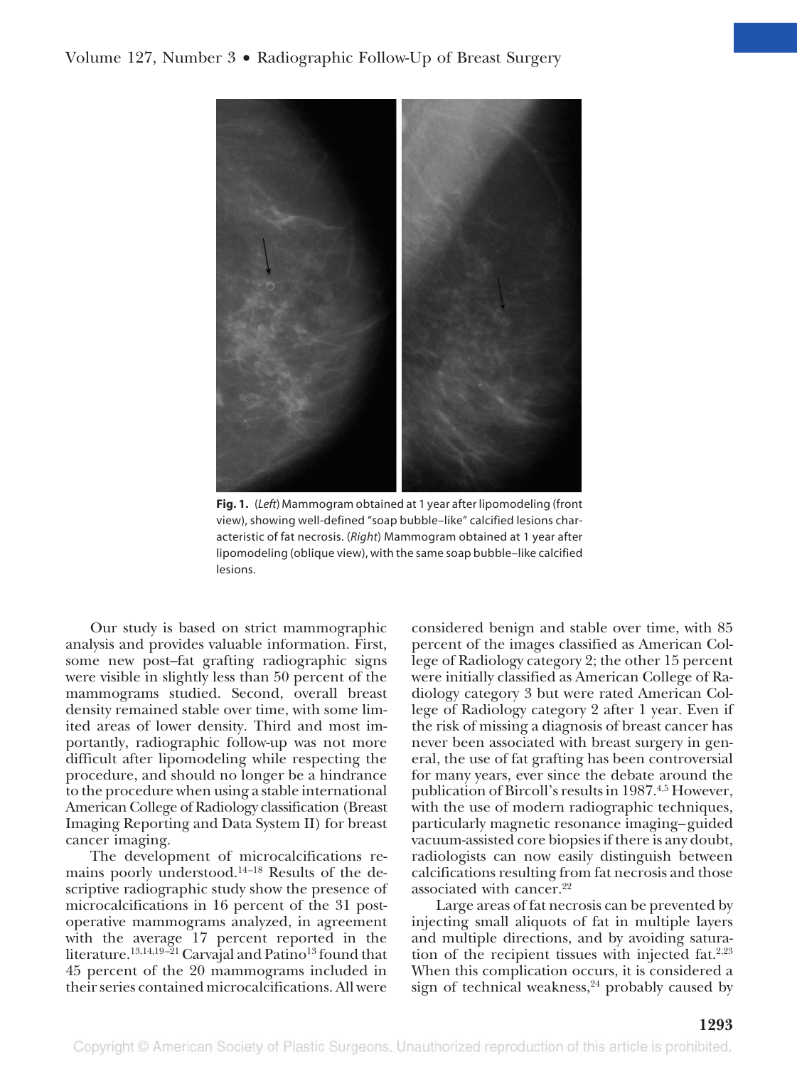**Fig. 1.** (*Left*) Mammogram obtained at 1 year after lipomodeling (front view), showing well-defined "soap bubble–like" calcified lesions characteristic of fat necrosis. (*Right*) Mammogram obtained at 1 year after lipomodeling (oblique view), with the same soap bubble–like calcified lesions.

Our study is based on strict mammographic analysis and provides valuable information. First, some new post–fat grafting radiographic signs were visible in slightly less than 50 percent of the mammograms studied. Second, overall breast density remained stable over time, with some limited areas of lower density. Third and most importantly, radiographic follow-up was not more difficult after lipomodeling while respecting the procedure, and should no longer be a hindrance to the procedure when using a stable international American College of Radiology classification (Breast Imaging Reporting and Data System II) for breast cancer imaging.

The development of microcalcifications remains poorly understood.[14–18] Results of the descriptive radiographic study show the presence of microcalcifications in 16 percent of the 31 postoperative mammograms analyzed, in agreement with the average 17 percent reported in the literature.[13,14,19–21] Carvajal and Patino[13] found that 45 percent of the 20 mammograms included in their series contained microcalcifications. All were considered benign and stable over time, with 85 percent of the images classified as American College of Radiology category 2; the other 15 percent were initially classified as American College of Radiology category 3 but were rated American College of Radiology category 2 after 1 year. Even if the risk of missing a diagnosis of breast cancer has never been associated with breast surgery in general, the use of fat grafting has been controversial for many years, ever since the debate around the publication of Bircoll's results in 1987.[4,5] However, with the use of modern radiographic techniques, particularly magnetic resonance imaging–guided vacuum-assisted core biopsies if there is any doubt, radiologists can now easily distinguish between calcifications resulting from fat necrosis and those associated with cancer.[22]

Large areas of fat necrosis can be prevented by injecting small aliquots of fat in multiple layers and multiple directions, and by avoiding saturation of the recipient tissues with injected fat.[2,23] When this complication occurs, it is considered a sign of technical weakness,[24] probably caused by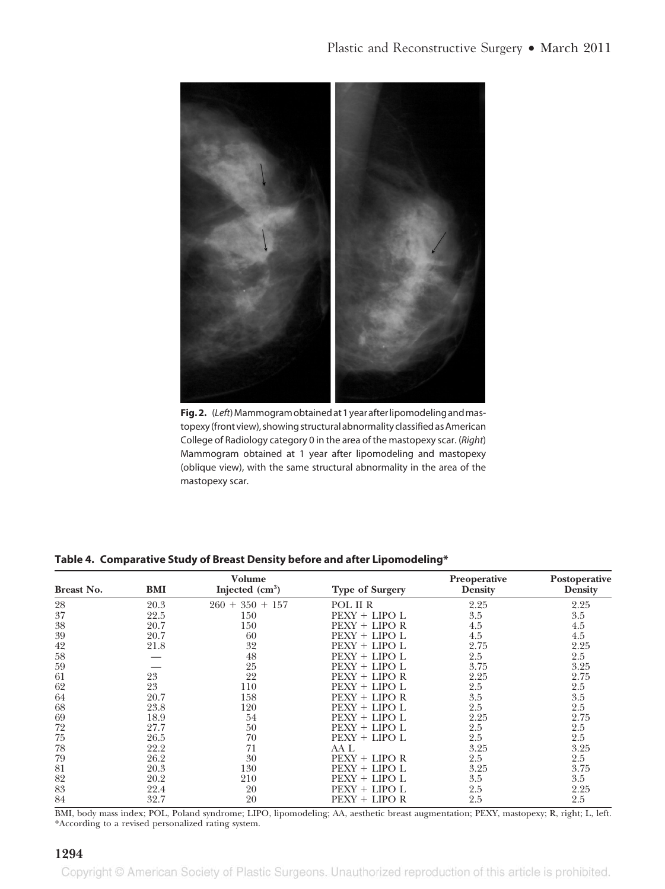**Fig. 2.** (*Left*) Mammogram obtained at 1 year after lipomodeling and mastopexy (front view), showing structural abnormality classified as American College of Radiology category 0 in the area of the mastopexy scar. (*Right*) Mammogram obtained at 1 year after lipomodeling and mastopexy (oblique view), with the same structural abnormality in the area of the mastopexy scar.

**Table 4. Comparative Study of Breast Density before and after Lipomodeling***

| Breast No. | BMI | Volume Injected ($cm^3$) | Type of Surgery | Preoperative Density | Postoperative Density |
|---|---|---|---|---|---|
| 28 | 20.3 | 260 + 350 + 157 | POL II R | 2.25 | 2.25 |
| 37 | 22.5 | 150 | PEXY + LIPO L | 3.5 | 3.5 |
| 38 | 20.7 | 150 | PEXY + LIPO R | 4.5 | 4.5 |
| 39 | 20.7 | 60 | PEXY + LIPO L | 4.5 | 4.5 |
| 42 | 21.8 | 32 | PEXY + LIPO L | 2.75 | 2.25 |
| 58 | — | 48 | PEXY + LIPO L | 2.5 | 2.5 |
| 59 | — | 25 | PEXY + LIPO L | 3.75 | 3.25 |
| 61 | 23 | 22 | PEXY + LIPO R | 2.25 | 2.75 |
| 62 | 23 | 110 | PEXY + LIPO L | 2.5 | 2.5 |
| 64 | 20.7 | 158 | PEXY + LIPO R | 3.5 | 3.5 |
| 68 | 23.8 | 120 | PEXY + LIPO L | 2.5 | 2.5 |
| 69 | 18.9 | 54 | PEXY + LIPO L | 2.25 | 2.75 |
| 72 | 27.7 | 50 | PEXY + LIPO L | 2.5 | 2.5 |
| 75 | 26.5 | 70 | PEXY + LIPO L | 2.5 | 2.5 |
| 78 | 22.2 | 71 | AA L | 3.25 | 3.25 |
| 79 | 26.2 | 30 | PEXY + LIPO R | 2.5 | 2.5 |
| 81 | 20.3 | 130 | PEXY + LIPO L | 3.25 | 3.75 |
| 82 | 20.2 | 210 | PEXY + LIPO L | 3.5 | 3.5 |
| 83 | 22.4 | 20 | PEXY + LIPO L | 2.5 | 2.25 |
| 84 | 32.7 | 20 | PEXY + LIPO R | 2.5 | 2.5 |

BMI, body mass index; POL, Poland syndrome; LIPO, lipomodeling; AA, aesthetic breast augmentation; PEXY, mastopexy; R, right; L, left.
*According to a revised personalized rating system.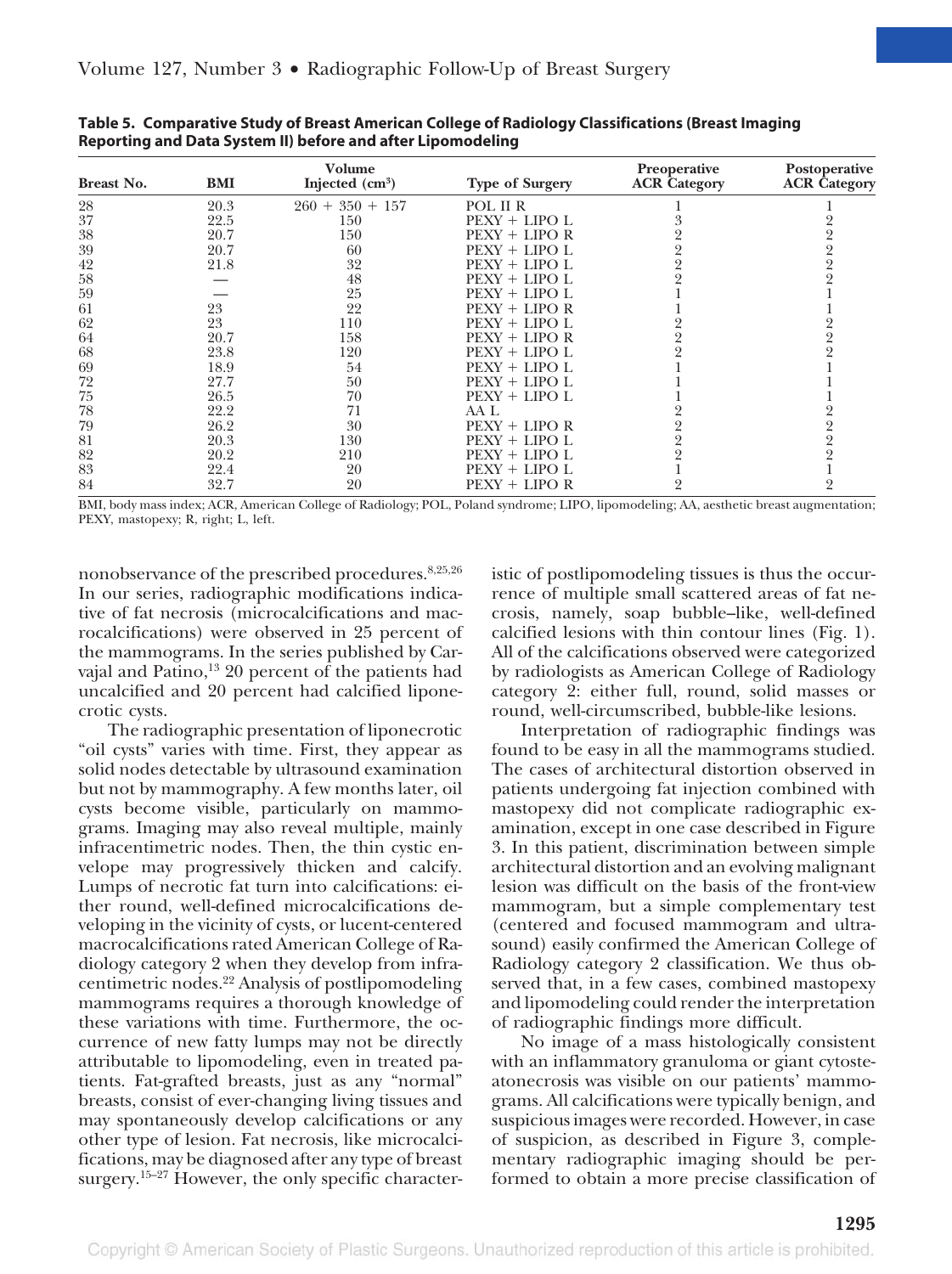**Table 5. Comparative Study of Breast American College of Radiology Classifications (Breast Imaging Reporting and Data System II) before and after Lipomodeling**

| Breast No. | BMI | Volume Injected ($cm^3$) | Type of Surgery | Preoperative ACR Category | Postoperative ACR Category |
|---|---|---|---|---|---|
| 28 | 20.3 | 260 + 350 + 157 | POL II R | 1 | 1 |
| 37 | 22.5 | 150 | PEXY + LIPO L | 3 | 2 |
| 38 | 20.7 | 150 | PEXY + LIPO R | 2 | 2 |
| 39 | 20.7 | 60 | PEXY + LIPO L | 2 | 2 |
| 42 | 21.8 | 32 | PEXY + LIPO L | 2 | 2 |
| 58 | — | 48 | PEXY + LIPO L | 2 | 2 |
| 59 | — | 25 | PEXY + LIPO L | 1 | 1 |
| 61 | 23 | 22 | PEXY + LIPO R | 1 | 1 |
| 62 | 23 | 110 | PEXY + LIPO L | 2 | 2 |
| 64 | 20.7 | 158 | PEXY + LIPO R | 2 | 2 |
| 68 | 23.8 | 120 | PEXY + LIPO L | 2 | 2 |
| 69 | 18.9 | 54 | PEXY + LIPO L | 1 | 1 |
| 72 | 27.7 | 50 | PEXY + LIPO L | 1 | 1 |
| 75 | 26.5 | 70 | PEXY + LIPO L | 1 | 1 |
| 78 | 22.2 | 71 | AA L | 2 | 2 |
| 79 | 26.2 | 30 | PEXY + LIPO R | 2 | 2 |
| 81 | 20.3 | 130 | PEXY + LIPO L | 2 | 2 |
| 82 | 20.2 | 210 | PEXY + LIPO L | 2 | 2 |
| 83 | 22.4 | 20 | PEXY + LIPO L | 1 | 1 |
| 84 | 32.7 | 20 | PEXY + LIPO R | 2 | 2 |

BMI, body mass index; ACR, American College of Radiology; POL, Poland syndrome; LIPO, lipomodeling; AA, aesthetic breast augmentation; PEXY, mastopexy; R, right; L, left.

nonobservance of the prescribed procedures.[8,25,26] In our series, radiographic modifications indicative of fat necrosis (microcalcifications and macrocalcifications) were observed in 25 percent of the mammograms. In the series published by Carvajal and Patino,[13] 20 percent of the patients had uncalcified and 20 percent had calcified liponecrotic cysts.

The radiographic presentation of liponecrotic "oil cysts" varies with time. First, they appear as solid nodes detectable by ultrasound examination but not by mammography. A few months later, oil cysts become visible, particularly on mammograms. Imaging may also reveal multiple, mainly infracentimetric nodes. Then, the thin cystic envelope may progressively thicken and calcify. Lumps of necrotic fat turn into calcifications: either round, well-defined microcalcifications developing in the vicinity of cysts, or lucent-centered macrocalcifications rated American College of Radiology category 2 when they develop from infracentimetric nodes.[22] Analysis of postlipomodeling mammograms requires a thorough knowledge of these variations with time. Furthermore, the occurrence of new fatty lumps may not be directly attributable to lipomodeling, even in treated patients. Fat-grafted breasts, just as any "normal" breasts, consist of ever-changing living tissues and may spontaneously develop calcifications or any other type of lesion. Fat necrosis, like microcalcifications, may be diagnosed after any type of breast surgery.[15–27] However, the only specific characteristic of postlipomodeling tissues is thus the occurrence of multiple small scattered areas of fat necrosis, namely, soap bubble–like, well-defined calcified lesions with thin contour lines (Fig. 1). All of the calcifications observed were categorized by radiologists as American College of Radiology category 2: either full, round, solid masses or round, well-circumscribed, bubble-like lesions.

Interpretation of radiographic findings was found to be easy in all the mammograms studied. The cases of architectural distortion observed in patients undergoing fat injection combined with mastopexy did not complicate radiographic examination, except in one case described in Figure 3. In this patient, discrimination between simple architectural distortion and an evolving malignant lesion was difficult on the basis of the front-view mammogram, but a simple complementary test (centered and focused mammogram and ultrasound) easily confirmed the American College of Radiology category 2 classification. We thus observed that, in a few cases, combined mastopexy and lipomodeling could render the interpretation of radiographic findings more difficult.

No image of a mass histologically consistent with an inflammatory granuloma or giant cytosteatonecrosis was visible on our patients' mammograms. All calcifications were typically benign, and suspicious images were recorded. However, in case of suspicion, as described in Figure 3, complementary radiographic imaging should be performed to obtain a more precise classification of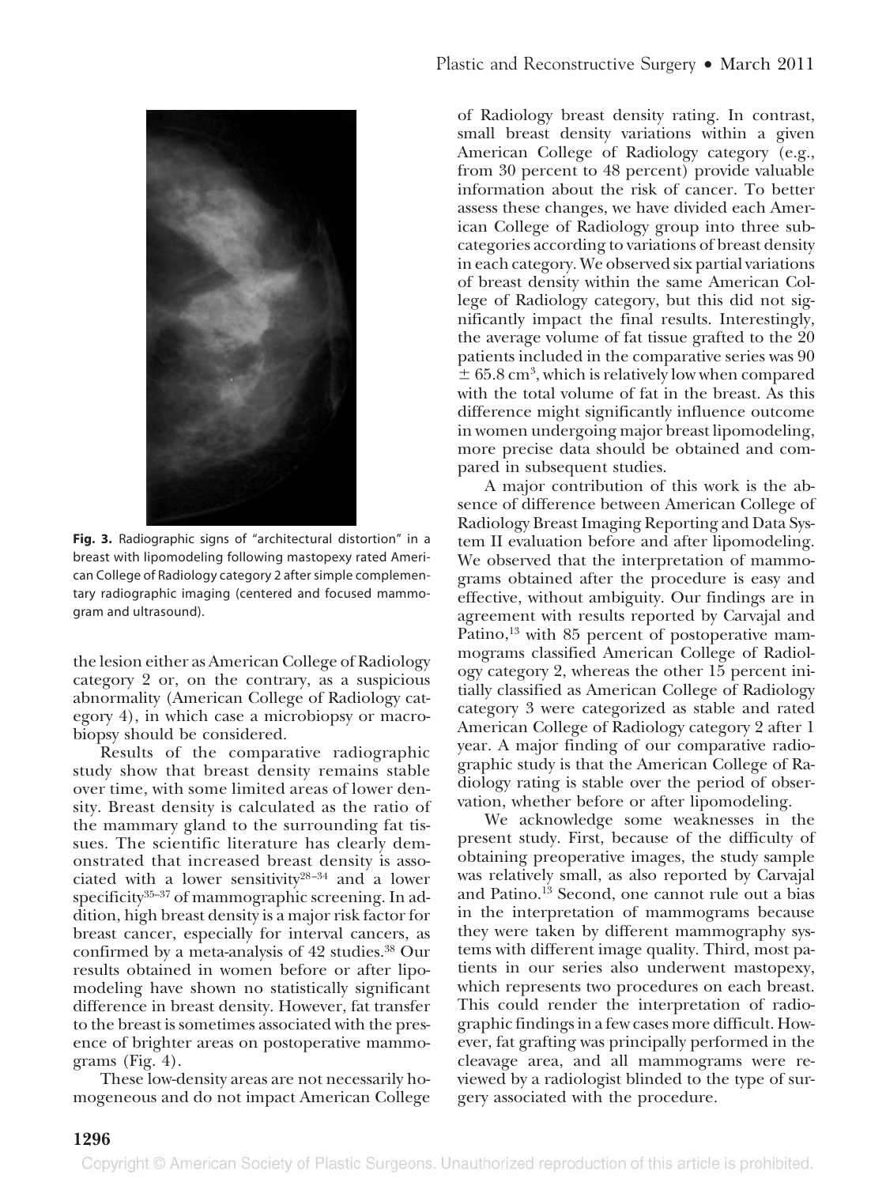**Fig. 3.** Radiographic signs of "architectural distortion" in a breast with lipomodeling following mastopexy rated American College of Radiology category 2 after simple complementary radiographic imaging (centered and focused mammogram and ultrasound).

the lesion either as American College of Radiology category 2 or, on the contrary, as a suspicious abnormality (American College of Radiology category 4), in which case a microbiopsy or macrobiopsy should be considered.

Results of the comparative radiographic study show that breast density remains stable over time, with some limited areas of lower density. Breast density is calculated as the ratio of the mammary gland to the surrounding fat tissues. The scientific literature has clearly demonstrated that increased breast density is associated with a lower sensitivity[28–34] and a lower specificity[35–37] of mammographic screening. In addition, high breast density is a major risk factor for breast cancer, especially for interval cancers, as confirmed by a meta-analysis of 42 studies.[38] Our results obtained in women before or after lipomodeling have shown no statistically significant difference in breast density. However, fat transfer to the breast is sometimes associated with the presence of brighter areas on postoperative mammograms (Fig. 4).

These low-density areas are not necessarily homogeneous and do not impact American College of Radiology breast density rating. In contrast, small breast density variations within a given American College of Radiology category (e.g., from 30 percent to 48 percent) provide valuable information about the risk of cancer. To better assess these changes, we have divided each American College of Radiology group into three subcategories according to variations of breast density in each category. We observed six partial variations of breast density within the same American College of Radiology category, but this did not significantly impact the final results. Interestingly, the average volume of fat tissue grafted to the 20 patients included in the comparative series was 90 $\pm$ 65.8 cm$^3$, which is relatively low when compared with the total volume of fat in the breast. As this difference might significantly influence outcome in women undergoing major breast lipomodeling, more precise data should be obtained and compared in subsequent studies.

A major contribution of this work is the absence of difference between American College of Radiology Breast Imaging Reporting and Data System II evaluation before and after lipomodeling. We observed that the interpretation of mammograms obtained after the procedure is easy and effective, without ambiguity. Our findings are in agreement with results reported by Carvajal and Patino,[13] with 85 percent of postoperative mammograms classified American College of Radiology category 2, whereas the other 15 percent initially classified as American College of Radiology category 3 were categorized as stable and rated American College of Radiology category 2 after 1 year. A major finding of our comparative radiographic study is that the American College of Radiology rating is stable over the period of observation, whether before or after lipomodeling.

We acknowledge some weaknesses in the present study. First, because of the difficulty of obtaining preoperative images, the study sample was relatively small, as also reported by Carvajal and Patino.[13] Second, one cannot rule out a bias in the interpretation of mammograms because they were taken by different mammography systems with different image quality. Third, most patients in our series also underwent mastopexy, which represents two procedures on each breast. This could render the interpretation of radiographic findings in a few cases more difficult. However, fat grafting was principally performed in the cleavage area, and all mammograms were reviewed by a radiologist blinded to the type of surgery associated with the procedure.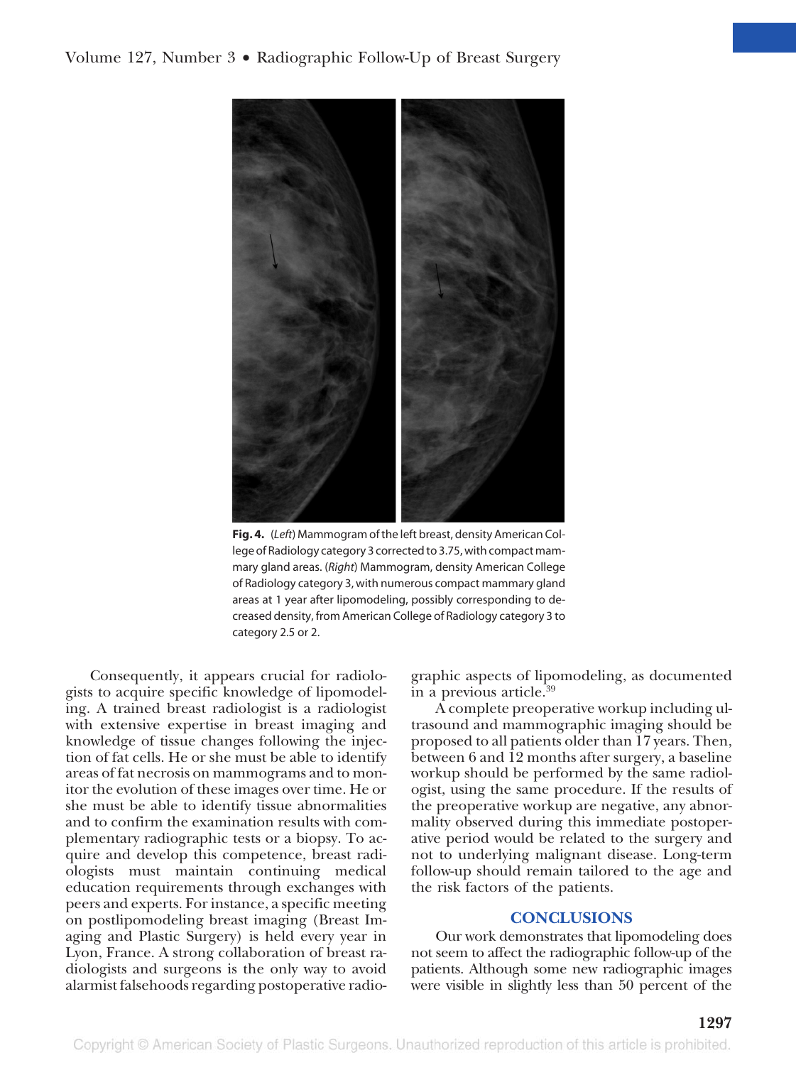**Fig. 4.** (*Left*) Mammogram of the left breast, density American College of Radiology category 3 corrected to 3.75, with compact mammary gland areas. (*Right*) Mammogram, density American College of Radiology category 3, with numerous compact mammary gland areas at 1 year after lipomodeling, possibly corresponding to decreased density, from American College of Radiology category 3 to category 2.5 or 2.

Consequently, it appears crucial for radiologists to acquire specific knowledge of lipomodeling. A trained breast radiologist is a radiologist with extensive expertise in breast imaging and knowledge of tissue changes following the injection of fat cells. He or she must be able to identify areas of fat necrosis on mammograms and to monitor the evolution of these images over time. He or she must be able to identify tissue abnormalities and to confirm the examination results with complementary radiographic tests or a biopsy. To acquire and develop this competence, breast radiologists must maintain continuing medical education requirements through exchanges with peers and experts. For instance, a specific meeting on postlipomodeling breast imaging (Breast Imaging and Plastic Surgery) is held every year in Lyon, France. A strong collaboration of breast radiologists and surgeons is the only way to avoid alarmist falsehoods regarding postoperative radiographic aspects of lipomodeling, as documented in a previous article.[39]

A complete preoperative workup including ultrasound and mammographic imaging should be proposed to all patients older than 17 years. Then, between 6 and 12 months after surgery, a baseline workup should be performed by the same radiologist, using the same procedure. If the results of the preoperative workup are negative, any abnormality observed during this immediate postoperative period would be related to the surgery and not to underlying malignant disease. Long-term follow-up should remain tailored to the age and the risk factors of the patients.

## CONCLUSIONS

Our work demonstrates that lipomodeling does not seem to affect the radiographic follow-up of the patients. Although some new radiographic images were visible in slightly less than 50 percent of the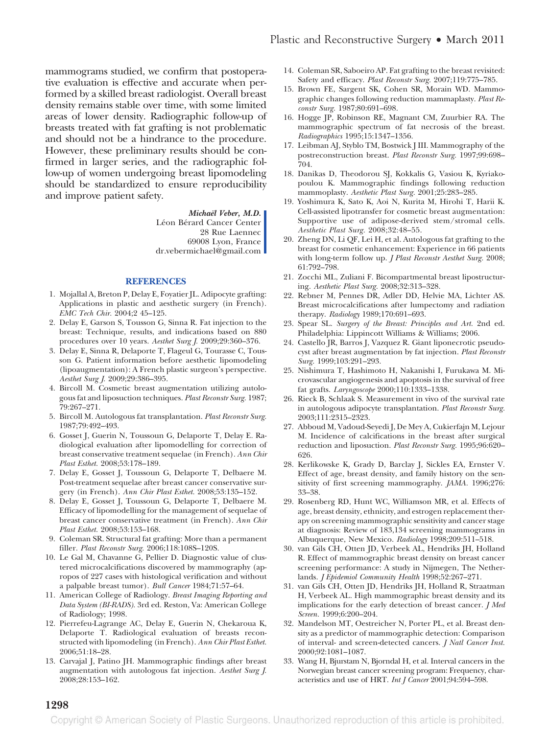mammograms studied, we confirm that postoperative evaluation is effective and accurate when performed by a skilled breast radiologist. Overall breast density remains stable over time, with some limited areas of lower density. Radiographic follow-up of breasts treated with fat grafting is not problematic and should not be a hindrance to the procedure. However, these preliminary results should be confirmed in larger series, and the radiographic follow-up of women undergoing breast lipomodeling should be standardized to ensure reproducibility and improve patient safety.

*Michaël Veber, M.D.*
Léon Bérard Cancer Center
28 Rue Laennec
69008 Lyon, France
dr.vebermichael@gmail.com

## REFERENCES

1. Mojallal A, Breton P, Delay E, Foyatier JL. Adipocyte grafting: Applications in plastic and aesthetic surgery (in French). *EMC Tech Chir.* 2004;2 45–125.
2. Delay E, Garson S, Tousson G, Sinna R. Fat injection to the breast: Technique, results, and indications based on 880 procedures over 10 years. *Aesthet Surg J.* 2009;29:360–376.
3. Delay E, Sinna R, Delaporte T, Flageul G, Tourasse C, Tousson G. Patient information before aesthetic lipomodeling (lipoaugmentation): A French plastic surgeon's perspective. *Aesthet Surg J.* 2009;29:386–395.
4. Bircoll M. Cosmetic breast augmentation utilizing autologous fat and liposuction techniques. *Plast Reconstr Surg.* 1987;79:267–271.
5. Bircoll M. Autologous fat transplantation. *Plast Reconstr Surg.* 1987;79:492–493.
6. Gosset J, Guerin N, Toussoun G, Delaporte T, Delay E. Radiological evaluation after lipomodelling for correction of breast conservative treatment sequelae (in French). *Ann Chir Plast Esthet.* 2008;53:178–189.
7. Delay E, Gosset J, Toussoun G, Delaporte T, Delbaere M. Post-treatment sequelae after breast cancer conservative surgery (in French). *Ann Chir Plast Esthet.* 2008;53:135–152.
8. Delay E, Gosset J, Toussoun G, Delaporte T, Delbaere M. Efficacy of lipomodelling for the management of sequelae of breast cancer conservative treatment (in French). *Ann Chir Plast Esthet.* 2008;53:153–168.
9. Coleman SR. Structural fat grafting: More than a permanent filler. *Plast Reconstr Surg.* 2006;118:108S–120S.
10. Le Gal M, Chavanne G, Pellier D. Diagnostic value of clustered microcalcifications discovered by mammography (apropos of 227 cases with histological verification and without a palpable breast tumor). *Bull Cancer* 1984;71:57–64.
11. American College of Radiology. *Breast Imaging Reporting and Data System (BI-RADS).* 3rd ed. Reston, Va: American College of Radiology; 1998.
12. Pierrefeu-Lagrange AC, Delay E, Guerin N, Chekaroua K, Delaporte T. Radiological evaluation of breasts reconstructed with lipomodeling (in French). *Ann Chir Plast Esthet.* 2006;51:18–28.
13. Carvajal J, Patino JH. Mammographic findings after breast augmentation with autologous fat injection. *Aesthet Surg J.* 2008;28:153–162.
14. Coleman SR, Saboeiro AP. Fat grafting to the breast revisited: Safety and efficacy. *Plast Reconstr Surg.* 2007;119:775–785.
15. Brown FE, Sargent SK, Cohen SR, Morain WD. Mammographic changes following reduction mammaplasty. *Plast Reconstr Surg.* 1987;80:691–698.
16. Hogge JP, Robinson RE, Magnant CM, Zuurbier RA. The mammographic spectrum of fat necrosis of the breast. *Radiographics* 1995;15:1347–1356.
17. Leibman AJ, Styblo TM, Bostwick J III. Mammography of the postreconstruction breast. *Plast Reconstr Surg.* 1997;99:698–704.
18. Danikas D, Theodorou SJ, Kokkalis G, Vasiou K, Kyriakopoulou K. Mammographic findings following reduction mammoplasty. *Aesthetic Plast Surg.* 2001;25:283–285.
19. Yoshimura K, Sato K, Aoi N, Kurita M, Hirohi T, Harii K. Cell-assisted lipotransfer for cosmetic breast augmentation: Supportive use of adipose-derived stem/stromal cells. *Aesthetic Plast Surg.* 2008;32:48–55.
20. Zheng DN, Li QF, Lei H, et al. Autologous fat grafting to the breast for cosmetic enhancement: Experience in 66 patients with long-term follow up. *J Plast Reconstr Aesthet Surg.* 2008;61:792–798.
21. Zocchi ML, Zuliani F. Bicompartmental breast lipostructuring. *Aesthetic Plast Surg.* 2008;32:313–328.
22. Rebner M, Pennes DR, Adler DD, Helvie MA, Lichter AS. Breast microcalcifications after lumpectomy and radiation therapy. *Radiology* 1989;170:691–693.
23. Spear SL. *Surgery of the Breast: Principles and Art.* 2nd ed. Philadelphia: Lippincott Williams & Williams; 2006.
24. Castello JR, Barros J, Vazquez R. Giant liponecrotic pseudocyst after breast augmentation by fat injection. *Plast Reconstr Surg.* 1999;103:291–293.
25. Nishimura T, Hashimoto H, Nakanishi I, Furukawa M. Microvascular angiogenesis and apoptosis in the survival of free fat grafts. *Laryngoscope* 2000;110:1333–1338.
26. Rieck B, Schlaak S. Measurement in vivo of the survival rate in autologous adipocyte transplantation. *Plast Reconstr Surg.* 2003;111:2315–2323.
27. Abboud M, Vadoud-Seyedi J, De Mey A, Cukierfajn M, Lejour M. Incidence of calcifications in the breast after surgical reduction and liposuction. *Plast Reconstr Surg.* 1995;96:620–626.
28. Kerlikowske K, Grady D, Barclay J, Sickles EA, Ernster V. Effect of age, breast density, and family history on the sensitivity of first screening mammography. *JAMA.* 1996;276:33–38.
29. Rosenberg RD, Hunt WC, Williamson MR, et al. Effects of age, breast density, ethnicity, and estrogen replacement therapy on screening mammographic sensitivity and cancer stage at diagnosis: Review of 183,134 screening mammograms in Albuquerque, New Mexico. *Radiology* 1998;209:511–518.
30. van Gils CH, Otten JD, Verbeek AL, Hendriks JH, Holland R. Effect of mammographic breast density on breast cancer screening performance: A study in Nijmegen, The Netherlands. *J Epidemiol Community Health* 1998;52:267–271.
31. van Gils CH, Otten JD, Hendriks JH, Holland R, Straatman H, Verbeek AL. High mammographic breast density and its implications for the early detection of breast cancer. *J Med Screen.* 1999;6:200–204.
32. Mandelson MT, Oestreicher N, Porter PL, et al. Breast density as a predictor of mammographic detection: Comparison of interval- and screen-detected cancers. *J Natl Cancer Inst.* 2000;92:1081–1087.
33. Wang H, Bjurstam N, Bjorndal H, et al. Interval cancers in the Norwegian breast cancer screening program: Frequency, characteristics and use of HRT. *Int J Cancer* 2001;94:594–598.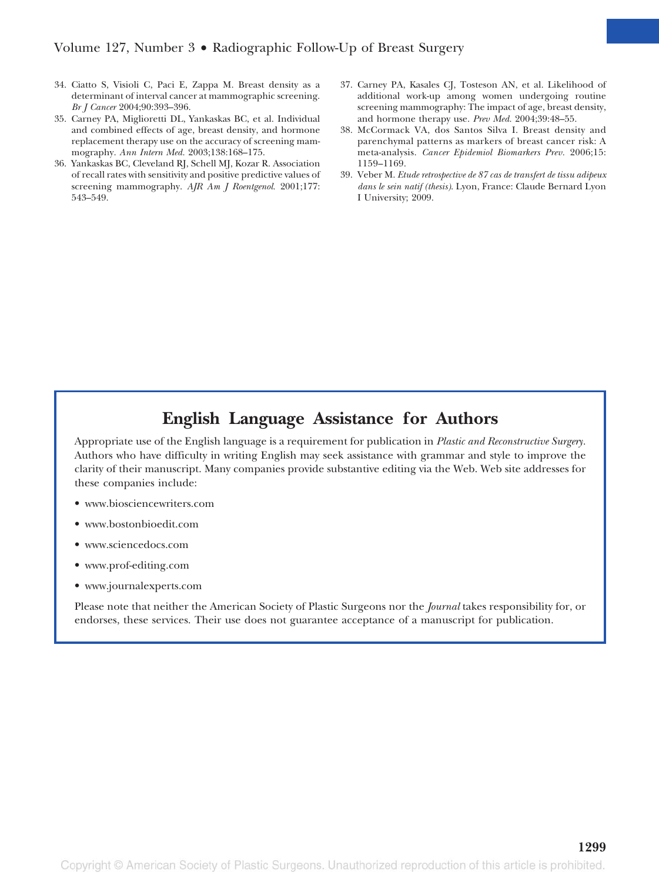34. Ciatto S, Visioli C, Paci E, Zappa M. Breast density as a determinant of interval cancer at mammographic screening. *Br J Cancer* 2004;90:393–396.
35. Carney PA, Miglioretti DL, Yankaskas BC, et al. Individual and combined effects of age, breast density, and hormone replacement therapy use on the accuracy of screening mammography. *Ann Intern Med.* 2003;138:168–175.
36. Yankaskas BC, Cleveland RJ, Schell MJ, Kozar R. Association of recall rates with sensitivity and positive predictive values of screening mammography. *AJR Am J Roentgenol.* 2001;177: 543–549.
37. Carney PA, Kasales CJ, Tosteson AN, et al. Likelihood of additional work-up among women undergoing routine screening mammography: The impact of age, breast density, and hormone therapy use. *Prev Med.* 2004;39:48–55.
38. McCormack VA, dos Santos Silva I. Breast density and parenchymal patterns as markers of breast cancer risk: A meta-analysis. *Cancer Epidemiol Biomarkers Prev.* 2006;15: 1159–1169.
39. Veber M. *Etude retrospective de 87 cas de transfert de tissu adipeux dans le sein natif (thesis).* Lyon, France: Claude Bernard Lyon I University; 2009.

## English Language Assistance for Authors

Appropriate use of the English language is a requirement for publication in *Plastic and Reconstructive Surgery*. Authors who have difficulty in writing English may seek assistance with grammar and style to improve the clarity of their manuscript. Many companies provide substantive editing via the Web. Web site addresses for these companies include:

- www.biosciencewriters.com
- www.bostonbioedit.com
- www.sciencedocs.com
- www.prof-editing.com
- www.journalexperts.com

Please note that neither the American Society of Plastic Surgeons nor the *Journal* takes responsibility for, or endorses, these services. Their use does not guarantee acceptance of a manuscript for publication.